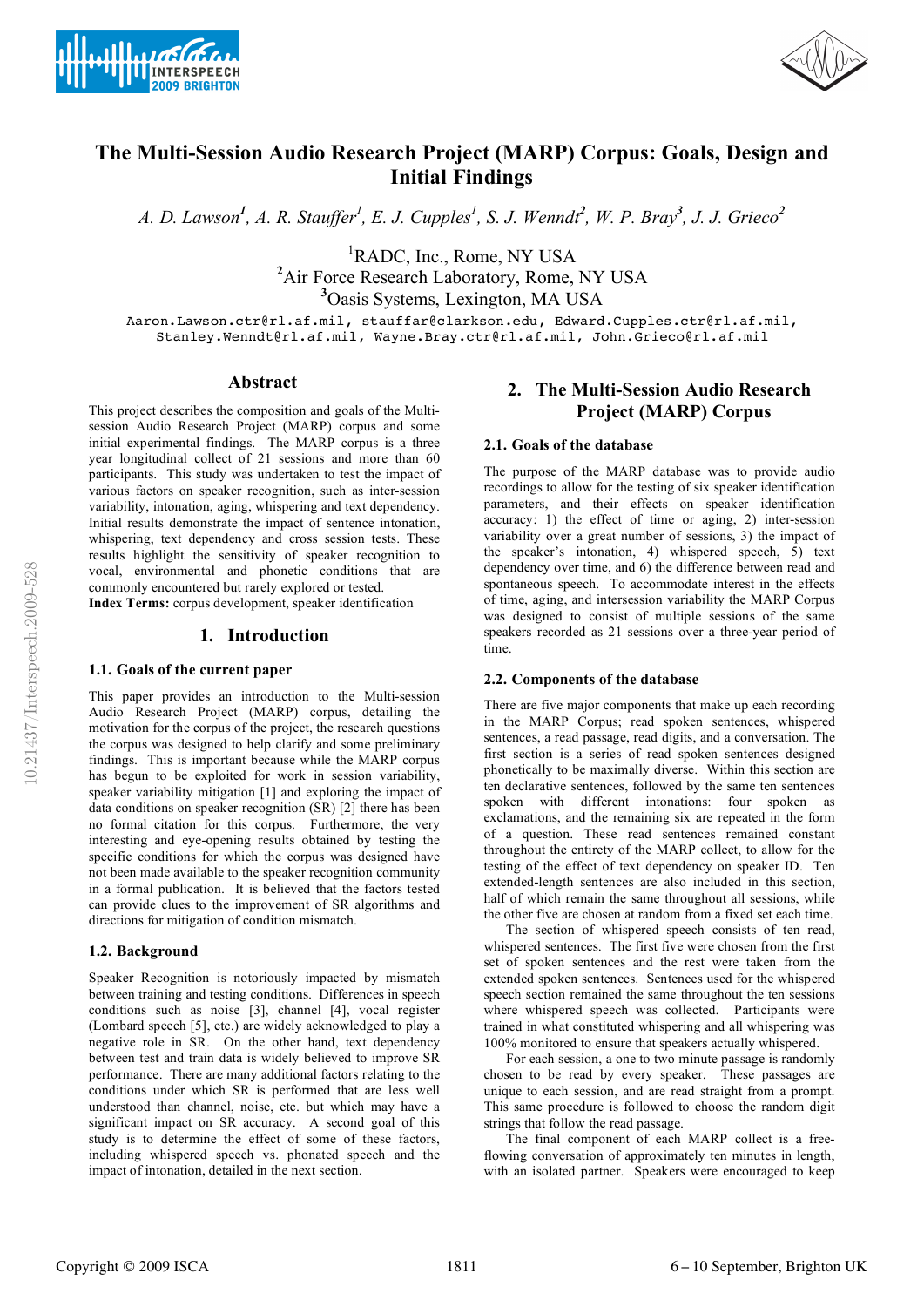# The Multi-Session Audio Research Project (MARP) Corpus: Goals, Design and Initial Findings

*A. D. Lawson[1], A. R. Stauffer[1], E. J. Cupples[1], S. J. Wenndt[2], W. P. Bray[3], J. J. Grieco[2]*

[1]RADC, Inc., Rome, NY USA
[2]Air Force Research Laboratory, Rome, NY USA
[3]Oasis Systems, Lexington, MA USA

Aaron.Lawson.ctr@rl.af.mil, stauffar@clarkson.edu, Edward.Cupples.ctr@rl.af.mil, Stanley.Wenndt@rl.af.mil, Wayne.Bray.ctr@rl.af.mil, John.Grieco@rl.af.mil

## Abstract

This project describes the composition and goals of the Multi-session Audio Research Project (MARP) corpus and some initial experimental findings. The MARP corpus is a three year longitudinal collect of 21 sessions and more than 60 participants. This study was undertaken to test the impact of various factors on speaker recognition, such as inter-session variability, intonation, aging, whispering and text dependency. Initial results demonstrate the impact of sentence intonation, whispering, text dependency and cross session tests. These results highlight the sensitivity of speaker recognition to vocal, environmental and phonetic conditions that are commonly encountered but rarely explored or tested.

**Index Terms:** corpus development, speaker identification

## 1. Introduction

### 1.1. Goals of the current paper

This paper provides an introduction to the Multi-session Audio Research Project (MARP) corpus, detailing the motivation for the corpus of the project, the research questions the corpus was designed to help clarify and some preliminary findings. This is important because while the MARP corpus has begun to be exploited for work in session variability, speaker variability mitigation [1] and exploring the impact of data conditions on speaker recognition (SR) [2] there has been no formal citation for this corpus. Furthermore, the very interesting and eye-opening results obtained by testing the specific conditions for which the corpus was designed have not been made available to the speaker recognition community in a formal publication. It is believed that the factors tested can provide clues to the improvement of SR algorithms and directions for mitigation of condition mismatch.

### 1.2. Background

Speaker Recognition is notoriously impacted by mismatch between training and testing conditions. Differences in speech conditions such as noise [3], channel [4], vocal register (Lombard speech [5], etc.) are widely acknowledged to play a negative role in SR. On the other hand, text dependency between test and train data is widely believed to improve SR performance. There are many additional factors relating to the conditions under which SR is performed that are less well understood than channel, noise, etc. but which may have a significant impact on SR accuracy. A second goal of this study is to determine the effect of some of these factors, including whispered speech vs. phonated speech and the impact of intonation, detailed in the next section.

## 2. The Multi-Session Audio Research Project (MARP) Corpus

### 2.1. Goals of the database

The purpose of the MARP database was to provide audio recordings to allow for the testing of six speaker identification parameters, and their effects on speaker identification accuracy: 1) the effect of time or aging, 2) inter-session variability over a great number of sessions, 3) the impact of the speaker's intonation, 4) whispered speech, 5) text dependency over time, and 6) the difference between read and spontaneous speech. To accommodate interest in the effects of time, aging, and intersession variability the MARP Corpus was designed to consist of multiple sessions of the same speakers recorded as 21 sessions over a three-year period of time.

### 2.2. Components of the database

There are five major components that make up each recording in the MARP Corpus; read spoken sentences, whispered sentences, a read passage, read digits, and a conversation. The first section is a series of read spoken sentences designed phonetically to be maximally diverse. Within this section are ten declarative sentences, followed by the same ten sentences spoken with different intonations: four spoken as exclamations, and the remaining six are repeated in the form of a question. These read sentences remained constant throughout the entirety of the MARP collect, to allow for the testing of the effect of text dependency on speaker ID. Ten extended-length sentences are also included in this section, half of which remain the same throughout all sessions, while the other five are chosen at random from a fixed set each time.

The section of whispered speech consists of ten read, whispered sentences. The first five were chosen from the first set of spoken sentences and the rest were taken from the extended spoken sentences. Sentences used for the whispered speech section remained the same throughout the ten sessions where whispered speech was collected. Participants were trained in what constituted whispering and all whispering was 100% monitored to ensure that speakers actually whispered.

For each session, a one to two minute passage is randomly chosen to be read by every speaker. These passages are unique to each session, and are read straight from a prompt. This same procedure is followed to choose the random digit strings that follow the read passage.

The final component of each MARP collect is a free-flowing conversation of approximately ten minutes in length, with an isolated partner. Speakers were encouraged to keep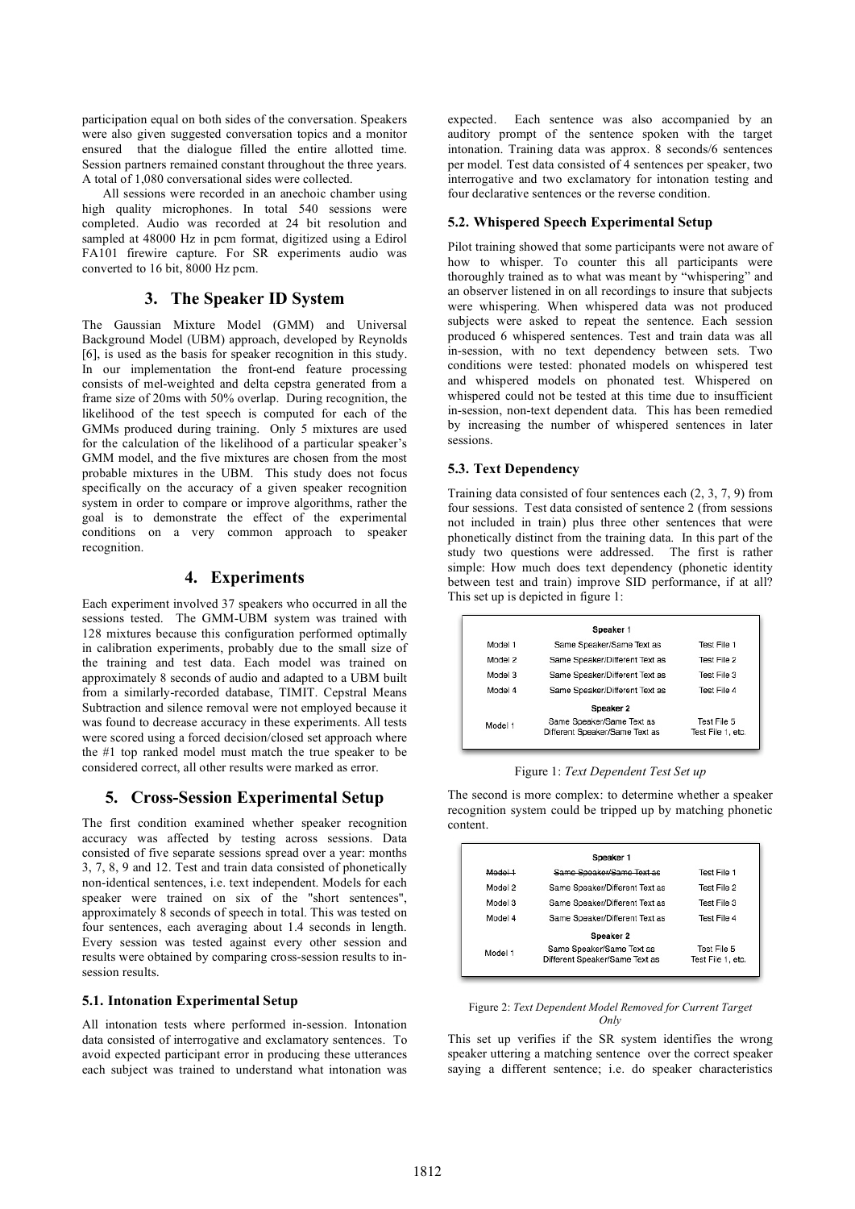participation equal on both sides of the conversation. Speakers were also given suggested conversation topics and a monitor ensured that the dialogue filled the entire allotted time. Session partners remained constant throughout the three years. A total of 1,080 conversational sides were collected.

All sessions were recorded in an anechoic chamber using high quality microphones. In total 540 sessions were completed. Audio was recorded at 24 bit resolution and sampled at 48000 Hz in pcm format, digitized using a Edirol FA101 firewire capture. For SR experiments audio was converted to 16 bit, 8000 Hz pcm.

## 3. The Speaker ID System

The Gaussian Mixture Model (GMM) and Universal Background Model (UBM) approach, developed by Reynolds [6], is used as the basis for speaker recognition in this study. In our implementation the front-end feature processing consists of mel-weighted and delta cepstra generated from a frame size of 20ms with 50% overlap. During recognition, the likelihood of the test speech is computed for each of the GMMs produced during training. Only 5 mixtures are used for the calculation of the likelihood of a particular speaker's GMM model, and the five mixtures are chosen from the most probable mixtures in the UBM. This study does not focus specifically on the accuracy of a given speaker recognition system in order to compare or improve algorithms, rather the goal is to demonstrate the effect of the experimental conditions on a very common approach to speaker recognition.

## 4. Experiments

Each experiment involved 37 speakers who occurred in all the sessions tested. The GMM-UBM system was trained with 128 mixtures because this configuration performed optimally in calibration experiments, probably due to the small size of the training and test data. Each model was trained on approximately 8 seconds of audio and adapted to a UBM built from a similarly-recorded database, TIMIT. Cepstral Means Subtraction and silence removal were not employed because it was found to decrease accuracy in these experiments. All tests were scored using a forced decision/closed set approach where the #1 top ranked model must match the true speaker to be considered correct, all other results were marked as error.

## 5. Cross-Session Experimental Setup

The first condition examined whether speaker recognition accuracy was affected by testing across sessions. Data consisted of five separate sessions spread over a year: months 3, 7, 8, 9 and 12. Test and train data consisted of phonetically non-identical sentences, i.e. text independent. Models for each speaker were trained on six of the "short sentences", approximately 8 seconds of speech in total. This was tested on four sentences, each averaging about 1.4 seconds in length. Every session was tested against every other session and results were obtained by comparing cross-session results to in-session results.

### 5.1. Intonation Experimental Setup

All intonation tests where performed in-session. Intonation data consisted of interrogative and exclamatory sentences. To avoid expected participant error in producing these utterances each subject was trained to understand what intonation was expected. Each sentence was also accompanied by an auditory prompt of the sentence spoken with the target intonation. Training data was approx. 8 seconds/6 sentences per model. Test data consisted of 4 sentences per speaker, two interrogative and two exclamatory for intonation testing and four declarative sentences or the reverse condition.

### 5.2. Whispered Speech Experimental Setup

Pilot training showed that some participants were not aware of how to whisper. To counter this all participants were thoroughly trained as to what was meant by "whispering" and an observer listened in on all recordings to insure that subjects were whispering. When whispered data was not produced subjects were asked to repeat the sentence. Each session produced 6 whispered sentences. Test and train data was all in-session, with no text dependency between sets. Two conditions were tested: phonated models on whispered test and whispered models on phonated test. Whispered on whispered could not be tested at this time due to insufficient in-session, non-text dependent data. This has been remedied by increasing the number of whispered sentences in later sessions.

### 5.3. Text Dependency

Training data consisted of four sentences each (2, 3, 7, 9) from four sessions. Test data consisted of sentence 2 (from sessions not included in train) plus three other sentences that were phonetically distinct from the training data. In this part of the study two questions were addressed. The first is rather simple: How much does text dependency (phonetic identity between test and train) improve SID performance, if at all? This set up is depicted in figure 1:

| | Speaker 1 | |
|---|---|---|
| Model 1 | Same Speaker/Same Text as | Test File 1 |
| Model 2 | Same Speaker/Different Text as | Test File 2 |
| Model 3 | Same Speaker/Different Text as | Test File 3 |
| Model 4 | Same Speaker/Different Text as | Test File 4 |
| | **Speaker 2** | |
| Model 1 | Same Speaker/Same Text as<br>Different Speaker/Same Text as | Test File 5<br>Test File 1, etc. |

Figure 1: *Text Dependent Test Set up*

The second is more complex: to determine whether a speaker recognition system could be tripped up by matching phonetic content.

| | Speaker 1 | |
|---|---|---|
| ~~Model 1~~ | ~~Same Speaker/Same Text as~~ | Test File 1 |
| Model 2 | Same Speaker/Different Text as | Test File 2 |
| Model 3 | Same Speaker/Different Text as | Test File 3 |
| Model 4 | Same Speaker/Different Text as | Test File 4 |
| | **Speaker 2** | |
| Model 1 | Same Speaker/Same Text as<br>Different Speaker/Same Text as | Test File 5<br>Test File 1, etc. |

Figure 2: *Text Dependent Model Removed for Current Target Only*

This set up verifies if the SR system identifies the wrong speaker uttering a matching sentence over the correct speaker saying a different sentence; i.e. do speaker characteristics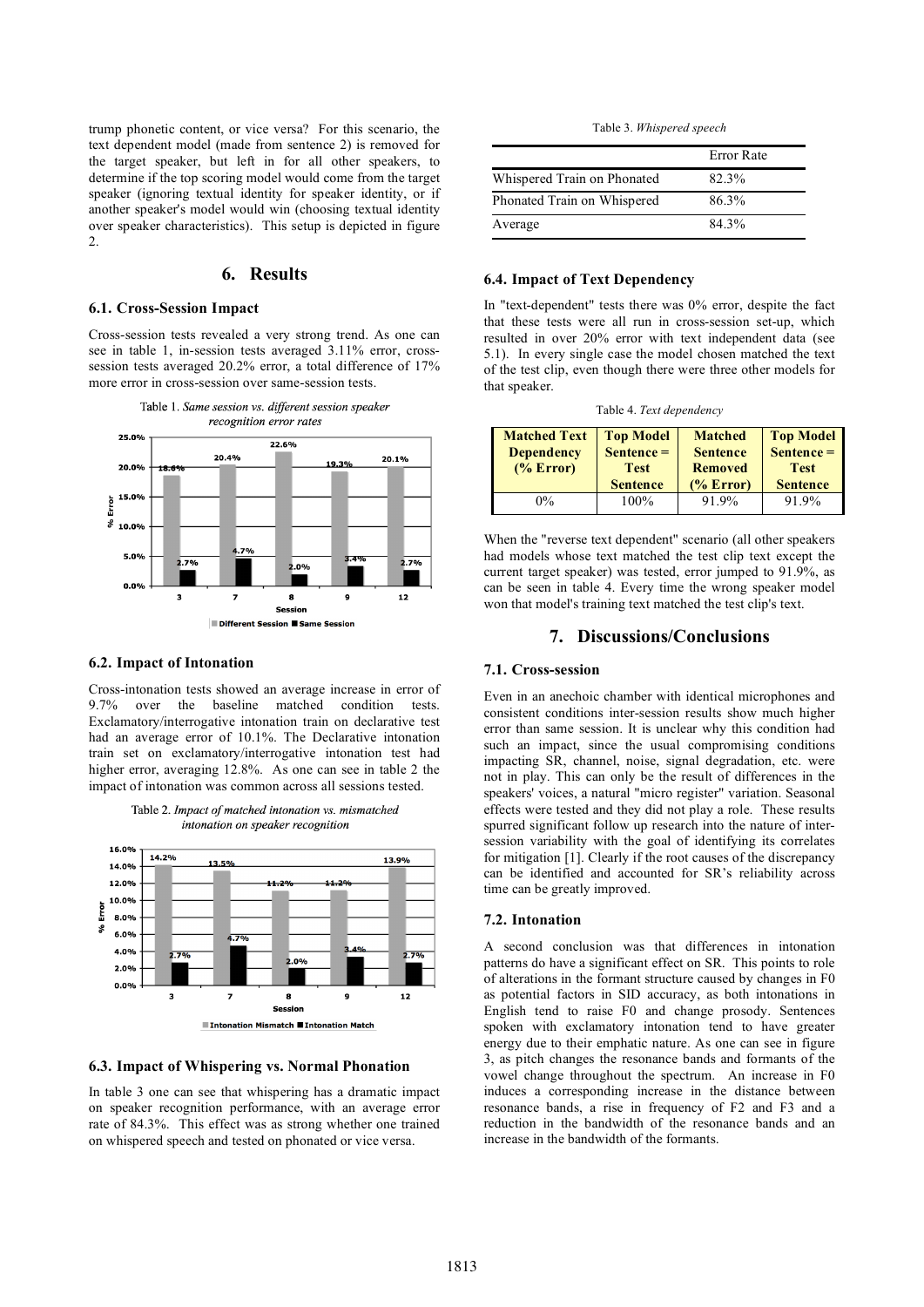trump phonetic content, or vice versa? For this scenario, the text dependent model (made from sentence 2) is removed for the target speaker, but left in for all other speakers, to determine if the top scoring model would come from the target speaker (ignoring textual identity for speaker identity, or if another speaker's model would win (choosing textual identity over speaker characteristics). This setup is depicted in figure 2.

# 6. Results

### 6.1. Cross-Session Impact

Cross-session tests revealed a very strong trend. As one can see in table 1, in-session tests averaged 3.11% error, cross-session tests averaged 20.2% error, a total difference of 17% more error in cross-session over same-session tests.

Table 1. *Same session vs. different session speaker recognition error rates*

| Session | Different Session | Same Session |
|---|---|---|
| 3 | 18.6% | 2.7% |
| 7 | 20.4% | 4.7% |
| 8 | 22.6% | 2.0% |
| 9 | 19.3% | 3.4% |
| 12 | 20.1% | 2.7% |

### 6.2. Impact of Intonation

Cross-intonation tests showed an average increase in error of 9.7% over the baseline matched condition tests. Exclamatory/interrogative intonation train on declarative test had an average error of 10.1%. The Declarative intonation train set on exclamatory/interrogative intonation test had higher error, averaging 12.8%. As one can see in table 2 the impact of intonation was common across all sessions tested.

Table 2. *Impact of matched intonation vs. mismatched intonation on speaker recognition*

| Session | Intonation Mismatch | Intonation Match |
|---|---|---|
| 3 | 14.2% | 2.7% |
| 7 | 13.5% | 4.7% |
| 8 | 11.2% | 2.0% |
| 9 | 11.2% | 3.4% |
| 12 | 13.9% | 2.7% |

### 6.3. Impact of Whispering vs. Normal Phonation

In table 3 one can see that whispering has a dramatic impact on speaker recognition performance, with an average error rate of 84.3%. This effect was as strong whether one trained on whispered speech and tested on phonated or vice versa.

Table 3. *Whispered speech*

| | Error Rate |
|---|---|
| Whispered Train on Phonated | 82.3% |
| Phonated Train on Whispered | 86.3% |
| Average | 84.3% |

### 6.4. Impact of Text Dependency

In "text-dependent" tests there was 0% error, despite the fact that these tests were all run in cross-session set-up, which resulted in over 20% error with text independent data (see 5.1). In every single case the model chosen matched the text of the test clip, even though there were three other models for that speaker.

Table 4. *Text dependency*

| Matched Text Dependency (% Error) | Top Model Sentence = Test Sentence | Matched Sentence Removed (% Error) | Top Model Sentence = Test Sentence |
|---|---|---|---|
| 0% | 100% | 91.9% | 91.9% |

When the "reverse text dependent" scenario (all other speakers had models whose text matched the test clip text except the current target speaker) was tested, error jumped to 91.9%, as can be seen in table 4. Every time the wrong speaker model won that model's training text matched the test clip's text.

# 7. Discussions/Conclusions

### 7.1. Cross-session

Even in an anechoic chamber with identical microphones and consistent conditions inter-session results show much higher error than same session. It is unclear why this condition had such an impact, since the usual compromising conditions impacting SR, channel, noise, signal degradation, etc. were not in play. This can only be the result of differences in the speakers' voices, a natural "micro register" variation. Seasonal effects were tested and they did not play a role. These results spurred significant follow up research into the nature of inter-session variability with the goal of identifying its correlates for mitigation [1]. Clearly if the root causes of the discrepancy can be identified and accounted for SR's reliability across time can be greatly improved.

### 7.2. Intonation

A second conclusion was that differences in intonation patterns do have a significant effect on SR. This points to role of alterations in the formant structure caused by changes in F0 as potential factors in SID accuracy, as both intonations in English tend to raise F0 and change prosody. Sentences spoken with exclamatory intonation tend to have greater energy due to their emphatic nature. As one can see in figure 3, as pitch changes the resonance bands and formants of the vowel change throughout the spectrum. An increase in F0 induces a corresponding increase in the distance between resonance bands, a rise in frequency of F2 and F3 and a reduction in the bandwidth of the resonance bands and an increase in the bandwidth of the formants.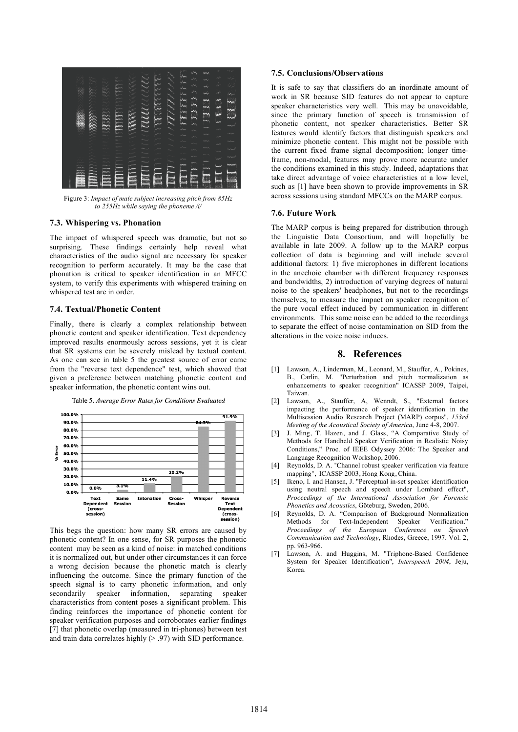Figure 3: *Impact of male subject increasing pitch from 85Hz to 255Hz while saying the phoneme /i/*

### 7.3. Whispering vs. Phonation

The impact of whispered speech was dramatic, but not so surprising. These findings certainly help reveal what characteristics of the audio signal are necessary for speaker recognition to perform accurately. It may be the case that phonation is critical to speaker identification in an MFCC system, to verify this experiments with whispered training on whispered test are in order.

### 7.4. Textual/Phonetic Content

Finally, there is clearly a complex relationship between phonetic content and speaker identification. Text dependency improved results enormously across sessions, yet it is clear that SR systems can be severely mislead by textual content. As one can see in table 5 the greatest source of error came from the "reverse text dependence" test, which showed that given a preference between matching phonetic content and speaker information, the phonetic content wins out.

Table 5. *Average Error Rates for Conditions Evaluated*

% Error

100.0%
90.0%
80.0%
70.0%
60.0%
50.0%
40.0%
30.0%
20.0%
10.0%
0.0%

0.0%
3.1%
11.4%
20.2%
84.3%
91.9%

Text Dependent (cross-session)
Same Session
Intonation
Cross-Session
Whisper
Reverse Text Dependent (cross-session)

This begs the question: how many SR errors are caused by phonetic content? In one sense, for SR purposes the phonetic content may be seen as a kind of noise: in matched conditions it is normalized out, but under other circumstances it can force a wrong decision because the phonetic match is clearly influencing the outcome. Since the primary function of the speech signal is to carry phonetic information, and only secondarily speaker information, separating speaker characteristics from content poses a significant problem. This finding reinforces the importance of phonetic content for speaker verification purposes and corroborates earlier findings [7] that phonetic overlap (measured in tri-phones) between test and train data correlates highly (> .97) with SID performance.

### 7.5. Conclusions/Observations

It is safe to say that classifiers do an inordinate amount of work in SR because SID features do not appear to capture speaker characteristics very well. This may be unavoidable, since the primary function of speech is transmission of phonetic content, not speaker characteristics. Better SR features would identify factors that distinguish speakers and minimize phonetic content. This might not be possible with the current fixed frame signal decomposition; longer time-frame, non-modal, features may prove more accurate under the conditions examined in this study. Indeed, adaptations that take direct advantage of voice characteristics at a low level, such as [1] have been shown to provide improvements in SR across sessions using standard MFCCs on the MARP corpus.

### 7.6. Future Work

The MARP corpus is being prepared for distribution through the Linguistic Data Consortium, and will hopefully be available in late 2009. A follow up to the MARP corpus collection of data is beginning and will include several additional factors: 1) five microphones in different locations in the anechoic chamber with different frequency responses and bandwidths, 2) introduction of varying degrees of natural noise to the speakers' headphones, but not to the recordings themselves, to measure the impact on speaker recognition of the pure vocal effect induced by communication in different environments. This same noise can be added to the recordings to separate the effect of noise contamination on SID from the alterations in the voice noise induces.

## 8. References

[1] Lawson, A., Linderman, M., Leonard, M., Stauffer, A., Pokines, B., Carlin, M. "Perturbation and pitch normalization as enhancements to speaker recognition" ICASSP 2009, Taipei, Taiwan.

[2] Lawson, A., Stauffer, A, Wenndt, S., "External factors impacting the performance of speaker identification in the Multisession Audio Research Project (MARP) corpus", *153rd Meeting of the Acoustical Society of America*, June 4-8, 2007.

[3] J. Ming, T. Hazen, and J. Glass, "A Comparative Study of Methods for Handheld Speaker Verification in Realistic Noisy Conditions," Proc. of IEEE Odyssey 2006: The Speaker and Language Recognition Workshop, 2006.

[4] Reynolds, D. A. "Channel robust speaker verification via feature mapping", ICASSP 2003, Hong Kong, China.

[5] Ikeno, I. and Hansen, J. "Perceptual in-set speaker identification using neutral speech and speech under Lombard effect", *Proceedings of the International Association for Forensic Phonetics and Acoustics*, Göteburg, Sweden, 2006.

[6] Reynolds, D. A. "Comparison of Background Normalization Methods for Text-Independent Speaker Verification." *Proceedings of the European Conference on Speech Communication and Technology*, Rhodes, Greece, 1997. Vol. 2, pp. 963-966.

[7] Lawson, A. and Huggins, M. "Triphone-Based Confidence System for Speaker Identification", *Interspeech 2004*, Jeju, Korea.